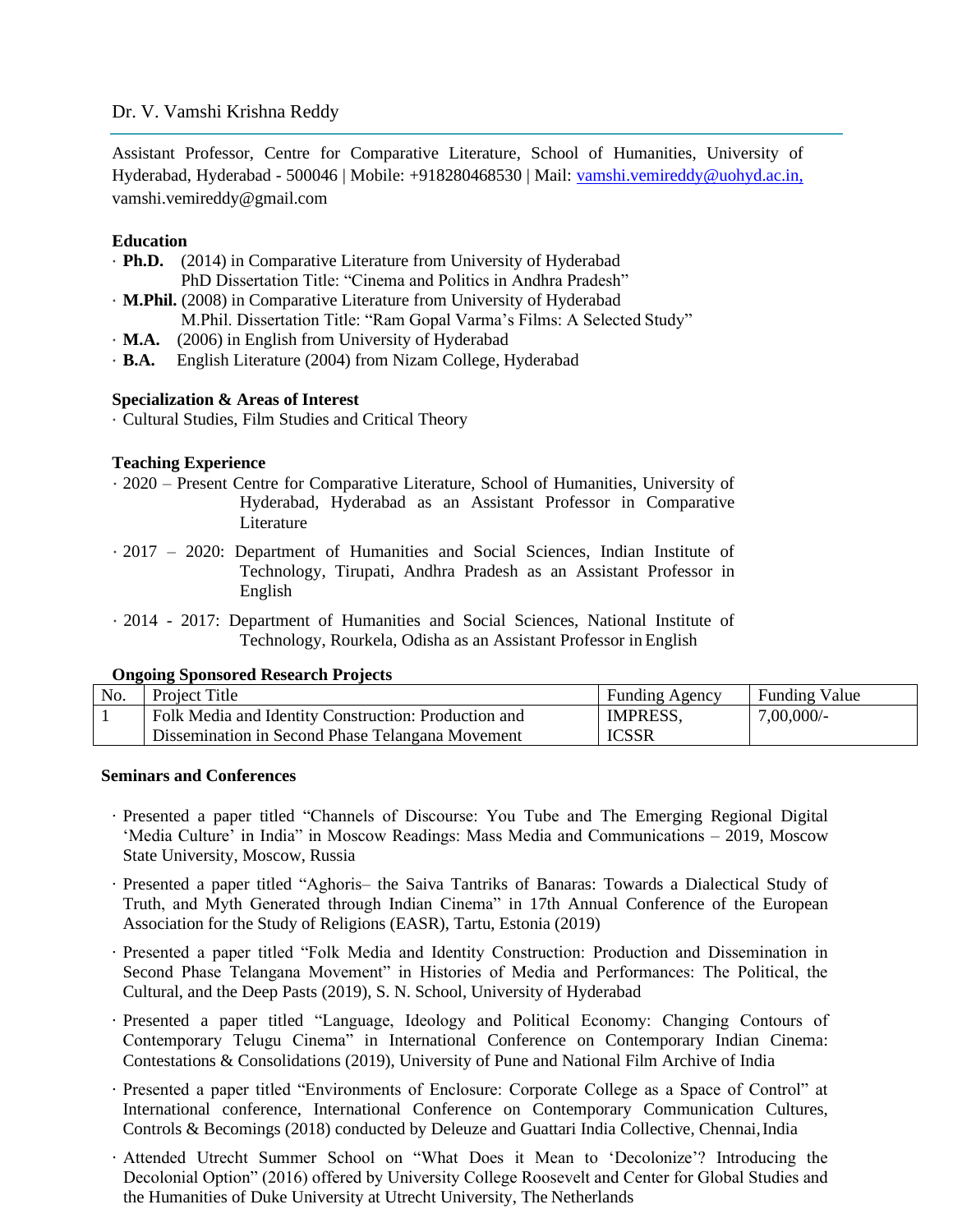# Dr. V. Vamshi Krishna Reddy

Assistant Professor, Centre for Comparative Literature, School of Humanities, University of Hyderabad, Hyderabad - 500046 | Mobile: +918280468530 | Mail: vamshi.vemireddy@uohyd.ac.in, vamshi.vemireddy@gmail.com

### Education

- **Ph.D.** (2014) in Comparative Literature from University of Hyderabad  
  PhD Dissertation Title: "Cinema and Politics in Andhra Pradesh"
- **M.Phil.** (2008) in Comparative Literature from University of Hyderabad  
  M.Phil. Dissertation Title: "Ram Gopal Varma's Films: A Selected Study"
- **M.A.** (2006) in English from University of Hyderabad
- **B.A.** English Literature (2004) from Nizam College, Hyderabad

### Specialization & Areas of Interest

- Cultural Studies, Film Studies and Critical Theory

### Teaching Experience

- 2020 – Present Centre for Comparative Literature, School of Humanities, University of Hyderabad, Hyderabad as an Assistant Professor in Comparative Literature
- 2017 – 2020: Department of Humanities and Social Sciences, Indian Institute of Technology, Tirupati, Andhra Pradesh as an Assistant Professor in English
- 2014 - 2017: Department of Humanities and Social Sciences, National Institute of Technology, Rourkela, Odisha as an Assistant Professor in English

### Ongoing Sponsored Research Projects

| No. | Project Title | Funding Agency | Funding Value |
|---|---|---|---|
| 1 | Folk Media and Identity Construction: Production and Dissemination in Second Phase Telangana Movement | IMPRESS, ICSSR | 7,00,000/- |

### Seminars and Conferences

- Presented a paper titled "Channels of Discourse: You Tube and The Emerging Regional Digital 'Media Culture' in India" in Moscow Readings: Mass Media and Communications – 2019, Moscow State University, Moscow, Russia
- Presented a paper titled "Aghoris– the Saiva Tantriks of Banaras: Towards a Dialectical Study of Truth, and Myth Generated through Indian Cinema" in 17th Annual Conference of the European Association for the Study of Religions (EASR), Tartu, Estonia (2019)
- Presented a paper titled "Folk Media and Identity Construction: Production and Dissemination in Second Phase Telangana Movement" in Histories of Media and Performances: The Political, the Cultural, and the Deep Pasts (2019), S. N. School, University of Hyderabad
- Presented a paper titled "Language, Ideology and Political Economy: Changing Contours of Contemporary Telugu Cinema" in International Conference on Contemporary Indian Cinema: Contestations & Consolidations (2019), University of Pune and National Film Archive of India
- Presented a paper titled "Environments of Enclosure: Corporate College as a Space of Control" at International conference, International Conference on Contemporary Communication Cultures, Controls & Becomings (2018) conducted by Deleuze and Guattari India Collective, Chennai, India
- Attended Utrecht Summer School on "What Does it Mean to 'Decolonize'? Introducing the Decolonial Option" (2016) offered by University College Roosevelt and Center for Global Studies and the Humanities of Duke University at Utrecht University, The Netherlands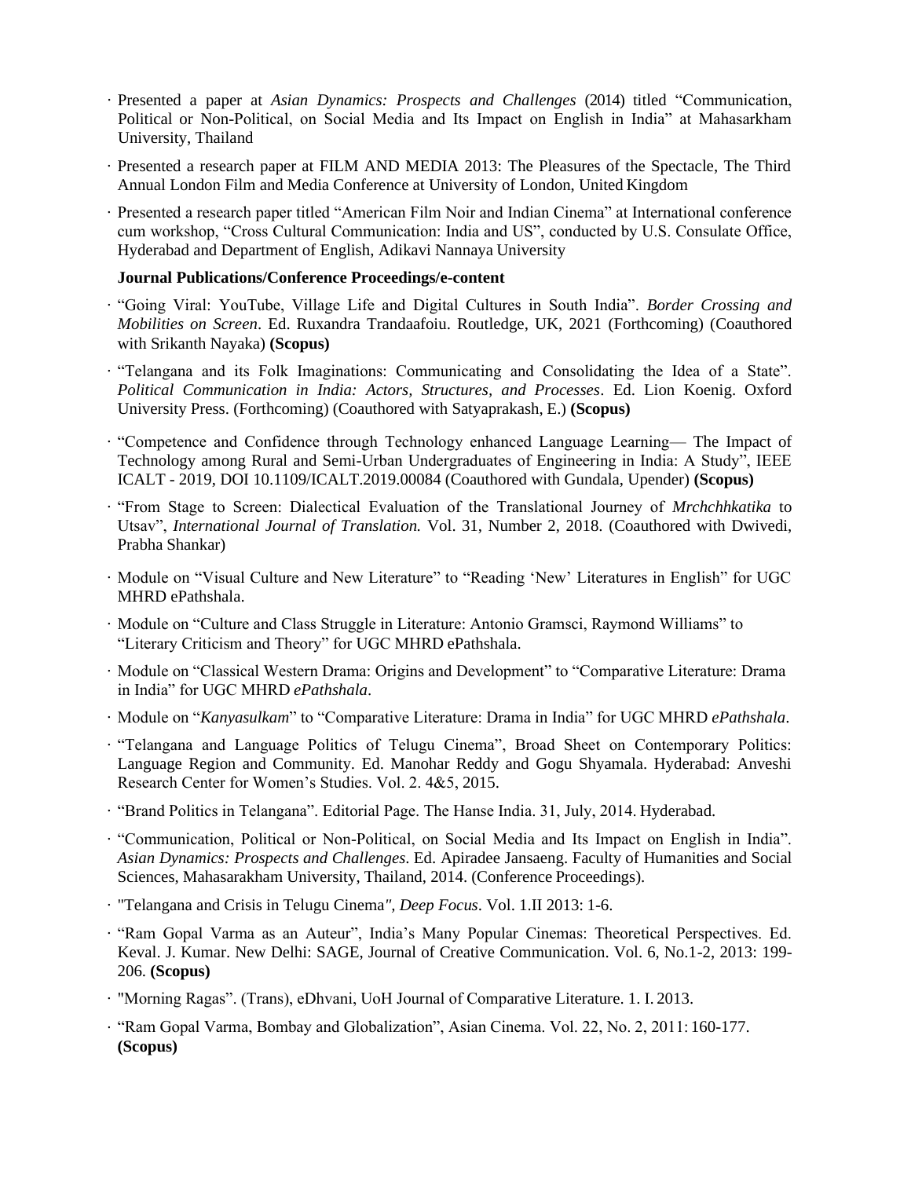- Presented a paper at *Asian Dynamics: Prospects and Challenges* (2014) titled "Communication, Political or Non-Political, on Social Media and Its Impact on English in India" at Mahasarkham University, Thailand
- Presented a research paper at FILM AND MEDIA 2013: The Pleasures of the Spectacle, The Third Annual London Film and Media Conference at University of London, United Kingdom
- Presented a research paper titled "American Film Noir and Indian Cinema" at International conference cum workshop, "Cross Cultural Communication: India and US", conducted by U.S. Consulate Office, Hyderabad and Department of English, Adikavi Nannaya University

**Journal Publications/Conference Proceedings/e-content**

- "Going Viral: YouTube, Village Life and Digital Cultures in South India". *Border Crossing and Mobilities on Screen*. Ed. Ruxandra Trandaafoiu. Routledge, UK, 2021 (Forthcoming) (Coauthored with Srikanth Nayaka) **(Scopus)**
- "Telangana and its Folk Imaginations: Communicating and Consolidating the Idea of a State". *Political Communication in India: Actors, Structures, and Processes*. Ed. Lion Koenig. Oxford University Press. (Forthcoming) (Coauthored with Satyaprakash, E.) **(Scopus)**
- "Competence and Confidence through Technology enhanced Language Learning— The Impact of Technology among Rural and Semi-Urban Undergraduates of Engineering in India: A Study", IEEE ICALT - 2019, DOI 10.1109/ICALT.2019.00084 (Coauthored with Gundala, Upender) **(Scopus)**
- "From Stage to Screen: Dialectical Evaluation of the Translational Journey of *Mrchchhkatika* to Utsav", *International Journal of Translation.* Vol. 31, Number 2, 2018. (Coauthored with Dwivedi, Prabha Shankar)
- Module on "Visual Culture and New Literature" to "Reading 'New' Literatures in English" for UGC MHRD ePathshala.
- Module on "Culture and Class Struggle in Literature: Antonio Gramsci, Raymond Williams" to "Literary Criticism and Theory" for UGC MHRD ePathshala.
- Module on "Classical Western Drama: Origins and Development" to "Comparative Literature: Drama in India" for UGC MHRD *ePathshala*.
- Module on "*Kanyasulkam*" to "Comparative Literature: Drama in India" for UGC MHRD *ePathshala*.
- "Telangana and Language Politics of Telugu Cinema", Broad Sheet on Contemporary Politics: Language Region and Community. Ed. Manohar Reddy and Gogu Shyamala. Hyderabad: Anveshi Research Center for Women's Studies. Vol. 2. 4&5, 2015.
- "Brand Politics in Telangana". Editorial Page. The Hanse India. 31, July, 2014. Hyderabad.
- "Communication, Political or Non-Political, on Social Media and Its Impact on English in India". *Asian Dynamics: Prospects and Challenges*. Ed. Apiradee Jansaeng. Faculty of Humanities and Social Sciences, Mahasarakham University, Thailand, 2014. (Conference Proceedings).
- "Telangana and Crisis in Telugu Cinema", *Deep Focus*. Vol. 1.II 2013: 1-6.
- "Ram Gopal Varma as an Auteur", India's Many Popular Cinemas: Theoretical Perspectives. Ed. Keval. J. Kumar. New Delhi: SAGE, Journal of Creative Communication. Vol. 6, No.1-2, 2013: 199-206. **(Scopus)**
- "Morning Ragas". (Trans), eDhvani, UoH Journal of Comparative Literature. 1. I. 2013.
- "Ram Gopal Varma, Bombay and Globalization", Asian Cinema. Vol. 22, No. 2, 2011: 160-177. **(Scopus)**